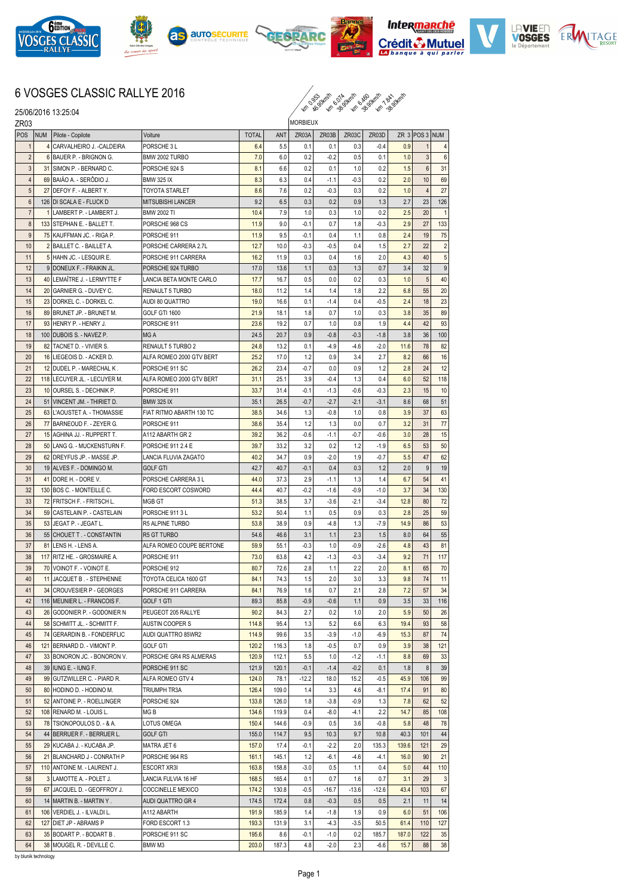# 6 VOSGES CLASSIC RALLYE 2016

25/06/2016 13:25:04

ZR03

| POS | NUM | Pilote - Copilote | Voiture | TOTAL | ANT | ZR03A | ZR03B | ZR03C | ZR03D | ZR 3 | POS 3 | NUM |
|---|---|---|---|---|---|---|---|---|---|---|---|---|
| | | | | | | MORBIEUX km 0.953 46.90km/h | km 6.074 38.90km/h | km 6.460 38.90km/h | km 7.841 38.90km/h | | | |
| 1 | 4 | CARVALHEIRO J. -CALDEIRA | PORSCHE 3 L | 6.4 | 5.5 | 0.1 | 0.1 | 0.3 | -0.4 | 0.9 | 1 | 4 |
| 2 | 6 | BAUER P. - BRIGNON G. | BMW 2002 TURBO | 7.0 | 6.0 | 0.2 | -0.2 | 0.5 | 0.1 | 1.0 | 3 | 6 |
| 3 | 31 | SIMON P. - BERNARD C. | PORSCHE 924 S | 8.1 | 6.6 | 0.2 | 0.1 | 1.0 | 0.2 | 1.5 | 6 | 31 |
| 4 | 69 | BAIÃO A. - SERÔDIO J. | BMW 325 IX | 8.3 | 6.3 | 0.4 | -1.1 | -0.3 | 0.2 | 2.0 | 10 | 69 |
| 5 | 27 | DEFOY F. - ALBERT Y. | TOYOTA STARLET | 8.6 | 7.6 | 0.2 | -0.3 | 0.3 | 0.2 | 1.0 | 4 | 27 |
| 6 | 126 | DI SCALA E - FLUCK D | MITSUBISHI LANCER | 9.2 | 6.5 | 0.3 | 0.2 | 0.9 | 1.3 | 2.7 | 23 | 126 |
| 7 | 1 | LAMBERT P. - LAMBERT J. | BMW 2002 TI | 10.4 | 7.9 | 1.0 | 0.3 | 1.0 | 0.2 | 2.5 | 20 | 1 |
| 8 | 133 | STEPHAN E. - BALLET T. | PORSCHE 968 CS | 11.9 | 9.0 | -0.1 | 0.7 | 1.8 | -0.3 | 2.9 | 27 | 133 |
| 9 | 75 | KAUFFMAN JC. - RIGA P. | PORSCHE 911 | 11.9 | 9.5 | -0.1 | 0.4 | 1.1 | 0.8 | 2.4 | 19 | 75 |
| 10 | 2 | BAILLET C. - BAILLET A. | PORSCHE CARRERA 2.7L | 12.7 | 10.0 | -0.3 | -0.5 | 0.4 | 1.5 | 2.7 | 22 | 2 |
| 11 | 5 | HAHN JC. - LESQUIR E. | PORSCHE 911 CARRERA | 16.2 | 11.9 | 0.3 | 0.4 | 1.6 | 2.0 | 4.3 | 40 | 5 |
| 12 | 9 | DONEUX F. - FRAIKIN JL. | PORSCHE 924 TURBO | 17.0 | 13.6 | 1.1 | 0.3 | 1.3 | 0.7 | 3.4 | 32 | 9 |
| 13 | 40 | LEMAÎTRE J. - LERMYTTE F | LANCIA BETA MONTE CARLO | 17.7 | 16.7 | 0.5 | 0.0 | 0.2 | 0.3 | 1.0 | 5 | 40 |
| 14 | 20 | GARNIER G. - DUVEY C. | RENAULT 5 TURBO | 18.0 | 11.2 | 1.4 | 1.4 | 1.8 | 2.2 | 6.8 | 55 | 20 |
| 15 | 23 | DORKEL C. - DORKEL C. | AUDI 80 QUATTRO | 19.0 | 16.6 | 0.1 | -1.4 | 0.4 | -0.5 | 2.4 | 18 | 23 |
| 16 | 89 | BRUNET JP. - BRUNET M. | GOLF GTI 1600 | 21.9 | 18.1 | 1.8 | 0.7 | 1.0 | 0.3 | 3.8 | 35 | 89 |
| 17 | 93 | HENRY P. - HENRY J. | PORSCHE 911 | 23.6 | 19.2 | 0.7 | 1.0 | 0.8 | 1.9 | 4.4 | 42 | 93 |
| 18 | 100 | DUBOIS S. - NAVEZ P. | MG A | 24.5 | 20.7 | 0.9 | -0.8 | -0.3 | -1.8 | 3.8 | 36 | 100 |
| 19 | 82 | TACNET D. - VIVIER S. | RENAULT 5 TURBO 2 | 24.8 | 13.2 | 0.1 | -4.9 | -4.6 | -2.0 | 11.6 | 78 | 82 |
| 20 | 16 | LIEGEOIS D. - ACKER D. | ALFA ROMEO 2000 GTV BERT | 25.2 | 17.0 | 1.2 | 0.9 | 3.4 | 2.7 | 8.2 | 66 | 16 |
| 21 | 12 | DUDEL P. - MARECHAL K . | PORSCHE 911 SC | 26.2 | 23.4 | -0.7 | 0.0 | 0.9 | 1.2 | 2.8 | 24 | 12 |
| 22 | 118 | LECUYER JL. - LECUYER M. | ALFA ROMEO 2000 GTV BERT | 31.1 | 25.1 | 3.9 | -0.4 | 1.3 | 0.4 | 6.0 | 52 | 118 |
| 23 | 10 | OURSEL S. - DECHNIK P. | PORSCHE 911 | 33.7 | 31.4 | -0.1 | -1.3 | -0.6 | -0.3 | 2.3 | 15 | 10 |
| 24 | 51 | VINCENT JM. - THIRIET D. | BMW 325 IX | 35.1 | 26.5 | -0.7 | -2.7 | -2.1 | -3.1 | 8.6 | 68 | 51 |
| 25 | 63 | L'AOUSTET A. - THOMASSIE | FIAT RITMO ABARTH 130 TC | 38.5 | 34.6 | 1.3 | -0.8 | 1.0 | 0.8 | 3.9 | 37 | 63 |
| 26 | 77 | BARNEOUD F. - ZEYER G. | PORSCHE 911 | 38.6 | 35.4 | 1.2 | 1.3 | 0.0 | 0.7 | 3.2 | 31 | 77 |
| 27 | 15 | AGHINA JJ. - RUPPERT T. | A112 ABARTH GR 2 | 39.2 | 36.2 | -0.6 | -1.1 | -0.7 | -0.6 | 3.0 | 28 | 15 |
| 28 | 50 | LANG G. - MUCKENSTURN F. | PORSCHE 911 2.4 E | 39.7 | 33.2 | 3.2 | 0.2 | 1.2 | -1.9 | 6.5 | 53 | 50 |
| 29 | 62 | DREYFUS JP. - MASSE JP. | LANCIA FLUVIA ZAGATO | 40.2 | 34.7 | 0.9 | -2.0 | 1.9 | -0.7 | 5.5 | 47 | 62 |
| 30 | 19 | ALVES F. - DOMINGO M. | GOLF GTI | 42.7 | 40.7 | -0.1 | 0.4 | 0.3 | 1.2 | 2.0 | 9 | 19 |
| 31 | 41 | DORE H. - DORE V. | PORSCHE CARRERA 3 L | 44.0 | 37.3 | 2.9 | -1.1 | 1.3 | 1.4 | 6.7 | 54 | 41 |
| 32 | 130 | BOS C. - MONTEILLE C. | FORD ESCORT COSWORD | 44.4 | 40.7 | -0.2 | -1.6 | -0.9 | -1.0 | 3.7 | 34 | 130 |
| 33 | 72 | FRITSCH F. - FRITSCH L. | MGB GT | 51.3 | 38.5 | 3.7 | -3.6 | -2.1 | -3.4 | 12.8 | 80 | 72 |
| 34 | 59 | CASTELAIN P. - CASTELAIN | PORSCHE 911 3 L | 53.2 | 50.4 | 1.1 | 0.5 | 0.9 | 0.3 | 2.8 | 25 | 59 |
| 35 | 53 | JEGAT P. - JEGAT L. | R5 ALPINE TURBO | 53.8 | 38.9 | 0.9 | -4.8 | 1.3 | -7.9 | 14.9 | 86 | 53 |
| 36 | 55 | CHOUET T . - CONSTANTIN | R5 GT TURBO | 54.6 | 46.6 | 3.1 | 1.1 | 2.3 | 1.5 | 8.0 | 64 | 55 |
| 37 | 81 | LENS H. - LENS A. | ALFA ROMEO COUPE BERTONE | 59.9 | 55.1 | -0.3 | 1.0 | -0.9 | -2.6 | 4.8 | 43 | 81 |
| 38 | 117 | RITZ HE. - GROSMAIRE A. | PORSCHE 911 | 73.0 | 63.8 | 4.2 | -1.3 | -0.3 | -3.4 | 9.2 | 71 | 117 |
| 39 | 70 | VOINOT F. - VOINOT E. | PORSCHE 912 | 80.7 | 72.6 | 2.8 | 1.1 | 2.2 | 2.0 | 8.1 | 65 | 70 |
| 40 | 11 | JACQUET B . - STEPHENNE | TOYOTA CELICA 1600 GT | 84.1 | 74.3 | 1.5 | 2.0 | 3.0 | 3.3 | 9.8 | 74 | 11 |
| 41 | 34 | CROUVESIER P - GEORGES | PORSCHE 911 CARRERA | 84.1 | 76.9 | 1.6 | 0.7 | 2.1 | 2.8 | 7.2 | 57 | 34 |
| 42 | 116 | MEUNIER L. - FRANCOIS F. | GOLF 1 GTI | 89.3 | 85.8 | -0.9 | -0.6 | 1.1 | 0.9 | 3.5 | 33 | 116 |
| 43 | 26 | GODONIER P. - GODONIER N | PEUGEOT 205 RALLYE | 90.2 | 84.3 | 2.7 | 0.2 | 1.0 | 2.0 | 5.9 | 50 | 26 |
| 44 | 58 | SCHMITT JL. - SCHMITT F. | AUSTIN COOPER S | 114.8 | 95.4 | 1.3 | 5.2 | 6.6 | 6.3 | 19.4 | 93 | 58 |
| 45 | 74 | GERARDIN B. - FONDERFLIC | AUDI QUATTRO 85WR2 | 114.9 | 99.6 | 3.5 | -3.9 | -1.0 | -6.9 | 15.3 | 87 | 74 |
| 46 | 121 | BERNARD D. - VIMONT P. | GOLF GTI | 120.2 | 116.3 | 1.8 | -0.5 | 0.7 | 0.9 | 3.9 | 38 | 121 |
| 47 | 33 | BONORON JC. - BONORON V. | PORSCHE GR4 RS ALMERAS | 120.9 | 112.1 | 5.5 | 1.0 | -1.2 | -1.1 | 8.8 | 69 | 33 |
| 48 | 39 | IUNG E. - IUNG F. | PORSCHE 911 SC | 121.9 | 120.1 | -0.1 | -1.4 | -0.2 | 0.1 | 1.8 | 8 | 39 |
| 49 | 99 | GUTZWILLER C. - PIARD R. | ALFA ROMEO GTV 4 | 124.0 | 78.1 | -12.2 | 18.0 | 15.2 | -0.5 | 45.9 | 106 | 99 |
| 50 | 80 | HODINO D. - HODINO M. | TRIUMPH TR3A | 126.4 | 109.0 | 1.4 | 3.3 | 4.6 | -8.1 | 17.4 | 91 | 80 |
| 51 | 52 | ANTOINE P. - ROELLINGER | PORSCHE 924 | 133.8 | 126.0 | 1.8 | -3.8 | -0.9 | 1.3 | 7.8 | 62 | 52 |
| 52 | 108 | RENARD M. - LOUIS L. | MG B | 134.6 | 119.9 | 0.4 | -8.0 | -4.1 | 2.2 | 14.7 | 85 | 108 |
| 53 | 78 | TSIONOPOULOS D. - & A. | LOTUS OMEGA | 150.4 | 144.6 | -0.9 | 0.5 | 3.6 | -0.8 | 5.8 | 48 | 78 |
| 54 | 44 | BERRUER F. - BERRUER L. | GOLF GTI | 155.0 | 114.7 | 9.5 | 10.3 | 9.7 | 10.8 | 40.3 | 101 | 44 |
| 55 | 29 | KUCABA J. - KUCABA JP. | MATRA JET 6 | 157.0 | 17.4 | -0.1 | -2.2 | 2.0 | 135.3 | 139.6 | 121 | 29 |
| 56 | 21 | BLANCHARD J - CONRATH P | PORSCHE 964 RS | 161.1 | 145.1 | 1.2 | -6.1 | -4.6 | -4.1 | 16.0 | 90 | 21 |
| 57 | 110 | ANTOINE M. - LAURENT J. | ESCORT XR3I | 163.8 | 158.8 | -3.0 | 0.5 | 1.1 | 0.4 | 5.0 | 44 | 110 |
| 58 | 3 | LAMOTTE A. - POLET J. | LANCIA FULVIA 16 HF | 168.5 | 165.4 | 0.1 | 0.7 | 1.6 | 0.7 | 3.1 | 29 | 3 |
| 59 | 67 | JACQUEL D. - GEOFFROY J. | COCCINELLE MEXICO | 174.2 | 130.8 | -0.5 | -16.7 | -13.6 | -12.6 | 43.4 | 103 | 67 |
| 60 | 14 | MARTIN B. - MARTIN Y . | AUDI QUATTRO GR 4 | 174.5 | 172.4 | 0.8 | -0.3 | 0.5 | 0.5 | 2.1 | 11 | 14 |
| 61 | 106 | VERDIEL J. - ILVALDI L. | A112 ABARTH | 191.9 | 185.9 | 1.4 | -1.8 | 1.9 | 0.9 | 6.0 | 51 | 106 |
| 62 | 127 | DIET JP - ABRAMS P | FORD ESCORT 1.3 | 193.3 | 131.9 | 3.1 | -4.3 | -3.5 | 50.5 | 61.4 | 110 | 127 |
| 63 | 35 | BODART P. - BODART B . | PORSCHE 911 SC | 195.6 | 8.6 | -0.1 | -1.0 | 0.2 | 185.7 | 187.0 | 122 | 35 |
| 64 | 38 | MOUGEL R. - DEVILLE C. | BMW M3 | 203.0 | 187.3 | 4.8 | -2.0 | 2.3 | -6.6 | 15.7 | 88 | 38 |

by blunik technology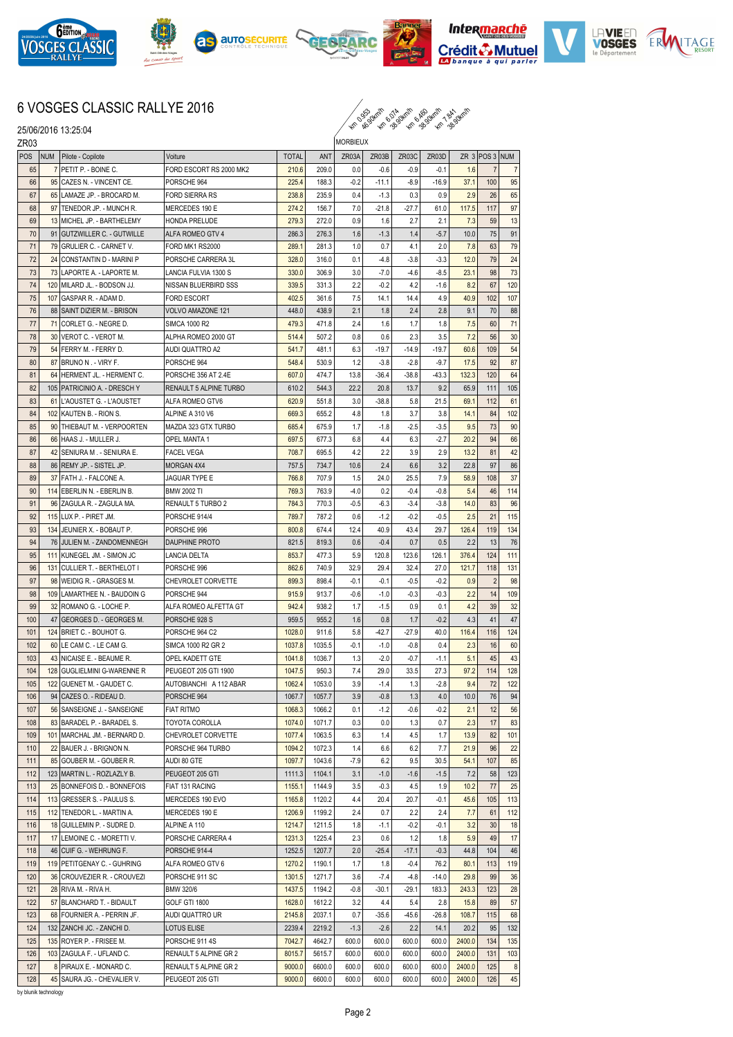# 6 VOSGES CLASSIC RALLYE 2016

25/06/2016 13:25:04

ZR03

MORBIEUX — km 0.953 46.90km/h — km 6.074 38.90km/h — km 6.460 38.90km/h — km 7.841 38.90km/h

| POS | NUM | Pilote - Copilote | Voiture | TOTAL | ANT | ZR03A | ZR03B | ZR03C | ZR03D | ZR 3 | POS 3 | NUM |
|---|---|---|---|---|---|---|---|---|---|---|---|---|
| 65 | 7 | PETIT P. - BOINE C. | FORD ESCORT RS 2000 MK2 | 210.6 | 209.0 | 0.0 | -0.6 | -0.9 | -0.1 | 1.6 | 7 | 7 |
| 66 | 95 | CAZES N. - VINCENT CE. | PORSCHE 964 | 225.4 | 188.3 | -0.2 | -11.1 | -8.9 | -16.9 | 37.1 | 100 | 95 |
| 67 | 65 | LAMAZE JP. - BROCARD M. | FORD SIERRA RS | 238.8 | 235.9 | 0.4 | -1.3 | 0.3 | 0.9 | 2.9 | 26 | 65 |
| 68 | 97 | TENEDOR JP. - MUNCH R. | MERCEDES 190 E | 274.2 | 156.7 | 7.0 | -21.8 | -27.7 | 61.0 | 117.5 | 117 | 97 |
| 69 | 13 | MICHEL JP. - BARTHELEMY | HONDA PRELUDE | 279.3 | 272.0 | 0.9 | 1.6 | 2.7 | 2.1 | 7.3 | 59 | 13 |
| 70 | 91 | GUTZWILLER C. - GUTWILLE | ALFA ROMEO GTV 4 | 286.3 | 276.3 | 1.6 | -1.3 | 1.4 | -5.7 | 10.0 | 75 | 91 |
| 71 | 79 | GRULIER C. - CARNET V. | FORD MK1 RS2000 | 289.1 | 281.3 | 1.0 | 0.7 | 4.1 | 2.0 | 7.8 | 63 | 79 |
| 72 | 24 | CONSTANTIN D - MARINI P | PORSCHE CARRERA 3L | 328.0 | 316.0 | 0.1 | -4.8 | -3.8 | -3.3 | 12.0 | 79 | 24 |
| 73 | 73 | LAPORTE A. - LAPORTE M. | LANCIA FULVIA 1300 S | 330.0 | 306.9 | 3.0 | -7.0 | -4.6 | -8.5 | 23.1 | 98 | 73 |
| 74 | 120 | MILARD JL. - BODSON JJ. | NISSAN BLUERBIRD SSS | 339.5 | 331.3 | 2.2 | -0.2 | 4.2 | -1.6 | 8.2 | 67 | 120 |
| 75 | 107 | GASPAR R. - ADAM D. | FORD ESCORT | 402.5 | 361.6 | 7.5 | 14.1 | 14.4 | 4.9 | 40.9 | 102 | 107 |
| 76 | 88 | SAINT DIZIER M. - BRISON | VOLVO AMAZONE 121 | 448.0 | 438.9 | 2.1 | 1.8 | 2.4 | 2.8 | 9.1 | 70 | 88 |
| 77 | 71 | CORLET G. - NEGRE D. | SIMCA 1000 R2 | 479.3 | 471.8 | 2.4 | 1.6 | 1.7 | 1.8 | 7.5 | 60 | 71 |
| 78 | 30 | VEROT C. - VEROT M. | ALPHA ROMEO 2000 GT | 514.4 | 507.2 | 0.8 | 0.6 | 2.3 | 3.5 | 7.2 | 56 | 30 |
| 79 | 54 | FERRY M. - FERRY D. | AUDI QUATTRO A2 | 541.7 | 481.1 | 6.3 | -19.7 | -14.9 | -19.7 | 60.6 | 109 | 54 |
| 80 | 87 | BRUNO N . - VIRY F. | PORSCHE 964 | 548.4 | 530.9 | 1.2 | -3.8 | -2.8 | -9.7 | 17.5 | 92 | 87 |
| 81 | 64 | HERMENT JL. - HERMENT C. | PORSCHE 356 AT 2.4E | 607.0 | 474.7 | 13.8 | -36.4 | -38.8 | -43.3 | 132.3 | 120 | 64 |
| 82 | 105 | PATRICINIO A. - DRESCH Y | RENAULT 5 ALPINE TURBO | 610.2 | 544.3 | 22.2 | 20.8 | 13.7 | 9.2 | 65.9 | 111 | 105 |
| 83 | 61 | L'AOUSTET G. - L'AOUSTET | ALFA ROMEO GTV6 | 620.9 | 551.8 | 3.0 | -38.8 | 5.8 | 21.5 | 69.1 | 112 | 61 |
| 84 | 102 | KAUTEN B. - RION S. | ALPINE A 310 V6 | 669.3 | 655.2 | 4.8 | 1.8 | 3.7 | 3.8 | 14.1 | 84 | 102 |
| 85 | 90 | THIEBAUT M. - VERPOORTEN | MAZDA 323 GTX TURBO | 685.4 | 675.9 | 1.7 | -1.8 | -2.5 | -3.5 | 9.5 | 73 | 90 |
| 86 | 66 | HAAS J. - MULLER J. | OPEL MANTA 1 | 697.5 | 677.3 | 6.8 | 4.4 | 6.3 | -2.7 | 20.2 | 94 | 66 |
| 87 | 42 | SENIURA M. - SENIURA E. | FACEL VEGA | 708.7 | 695.5 | 4.2 | 2.2 | 3.9 | 2.9 | 13.2 | 81 | 42 |
| 88 | 86 | REMY JP. - SISTEL JP. | MORGAN 4X4 | 757.5 | 734.7 | 10.6 | 2.4 | 6.6 | 3.2 | 22.8 | 97 | 86 |
| 89 | 37 | FATH J. - FALCONE A. | JAGUAR TYPE E | 766.8 | 707.9 | 1.5 | 24.0 | 25.5 | 7.9 | 58.9 | 108 | 37 |
| 90 | 114 | EBERLIN N. - EBERLIN B. | BMW 2002 TI | 769.3 | 763.9 | -4.0 | 0.2 | -0.4 | -0.8 | 5.4 | 46 | 114 |
| 91 | 96 | ZAGULA R. - ZAGULA MA. | RENAULT 5 TURBO 2 | 784.3 | 770.3 | -0.5 | -6.3 | -3.4 | -3.8 | 14.0 | 83 | 96 |
| 92 | 115 | LUX P. - PIRET JM. | PORSCHE 914/4 | 789.7 | 787.2 | 0.6 | -1.2 | -0.2 | -0.5 | 2.5 | 21 | 115 |
| 93 | 134 | JEUNIER X. - BOBAUT P. | PORSCHE 996 | 800.8 | 674.4 | 12.4 | 40.9 | 43.4 | 29.7 | 126.4 | 119 | 134 |
| 94 | 76 | JULIEN M. - ZANDOMENNEGH | DAUPHINE PROTO | 821.5 | 819.3 | 0.6 | -0.4 | 0.7 | 0.5 | 2.2 | 13 | 76 |
| 95 | 111 | KUNEGEL JM. - SIMON JC | LANCIA DELTA | 853.7 | 477.3 | 5.9 | 120.8 | 123.6 | 126.1 | 376.4 | 124 | 111 |
| 96 | 131 | CULLIER T. - BERTHELOT I | PORSCHE 996 | 862.6 | 740.9 | 32.9 | 29.4 | 32.4 | 27.0 | 121.7 | 118 | 131 |
| 97 | 98 | WEIDIG R. - GRASGES M. | CHEVROLET CORVETTE | 899.3 | 898.4 | -0.1 | -0.1 | -0.5 | -0.2 | 0.9 | 2 | 98 |
| 98 | 109 | LAMARTHEE N. - BAUDOIN G | PORSCHE 944 | 915.9 | 913.7 | -0.6 | -1.0 | -0.3 | -0.3 | 2.2 | 14 | 109 |
| 99 | 32 | ROMANO G. - LOCHE P. | ALFA ROMEO ALFETTA GT | 942.4 | 938.2 | 1.7 | -1.5 | 0.9 | 0.1 | 4.2 | 39 | 32 |
| 100 | 47 | GEORGES D. - GEORGES M. | PORSCHE 928 S | 959.5 | 955.2 | 1.6 | 0.8 | 1.7 | -0.2 | 4.3 | 41 | 47 |
| 101 | 124 | BRIET C. - BOUHOT G. | PORSCHE 964 C2 | 1028.0 | 911.6 | 5.8 | -42.7 | -27.9 | 40.0 | 116.4 | 116 | 124 |
| 102 | 60 | LE CAM C. - LE CAM G. | SIMCA 1000 R2 GR 2 | 1037.8 | 1035.5 | -0.1 | -1.0 | -0.8 | 0.4 | 2.3 | 16 | 60 |
| 103 | 43 | NICAISE E. - BEAUME R. | OPEL KADETT GTE | 1041.8 | 1036.7 | 1.3 | -2.0 | -0.7 | -1.1 | 5.1 | 45 | 43 |
| 104 | 128 | GUGLIELMINI G-WARENNE R | PEUGEOT 205 GTI 1900 | 1047.5 | 950.3 | 7.4 | 29.0 | 33.5 | 27.3 | 97.2 | 114 | 128 |
| 105 | 122 | GUENET M. - GAUDET C. | AUTOBIANCHI A 112 ABAR | 1062.4 | 1053.0 | 3.9 | -1.4 | 1.3 | -2.8 | 9.4 | 72 | 122 |
| 106 | 94 | CAZES O. - RIDEAU D. | PORSCHE 964 | 1067.7 | 1057.7 | 3.9 | -0.8 | 1.3 | 4.0 | 10.0 | 76 | 94 |
| 107 | 56 | SANSEIGNE J. - SANSEIGNE | FIAT RITMO | 1068.3 | 1066.2 | 0.1 | -1.2 | -0.6 | -0.2 | 2.1 | 12 | 56 |
| 108 | 83 | BARADEL P. - BARADEL S. | TOYOTA COROLLA | 1074.0 | 1071.7 | 0.3 | 0.0 | 1.3 | 0.7 | 2.3 | 17 | 83 |
| 109 | 101 | MARCHAL JM. - BERNARD D. | CHEVROLET CORVETTE | 1077.4 | 1063.5 | 6.3 | 1.4 | 4.5 | 1.7 | 13.9 | 82 | 101 |
| 110 | 22 | BAUER J. - BRIGNON N. | PORSCHE 964 TURBO | 1094.2 | 1072.3 | 1.4 | 6.6 | 6.2 | 7.7 | 21.9 | 96 | 22 |
| 111 | 85 | GOUBER M. - GOUBER R. | AUDI 80 GTE | 1097.7 | 1043.6 | -7.9 | 6.2 | 9.5 | 30.5 | 54.1 | 107 | 85 |
| 112 | 123 | MARTIN L. - ROZLAZLY B. | PEUGEOT 205 GTI | 1111.3 | 1104.1 | 3.1 | -1.0 | -1.6 | -1.5 | 7.2 | 58 | 123 |
| 113 | 25 | BONNEFOIS D. - BONNEFOIS | FIAT 131 RACING | 1155.1 | 1144.9 | 3.5 | -0.3 | 4.5 | 1.9 | 10.2 | 77 | 25 |
| 114 | 113 | GRESSER S. - PAULUS S. | MERCEDES 190 EVO | 1165.8 | 1120.2 | 4.4 | 20.4 | 20.7 | -0.1 | 45.6 | 105 | 113 |
| 115 | 112 | TENEDOR L. - MARTIN A. | MERCEDES 190 E | 1206.9 | 1199.2 | 2.4 | 0.7 | 2.2 | 2.4 | 7.7 | 61 | 112 |
| 116 | 18 | GUILLEMIN P. - SUDRE D. | ALPINE A 110 | 1214.7 | 1211.5 | 1.8 | -1.1 | -0.2 | -0.1 | 3.2 | 30 | 18 |
| 117 | 17 | LEMOINE C. - MORETTI V. | PORSCHE CARRERA 4 | 1231.3 | 1225.4 | 2.3 | 0.6 | 1.2 | 1.8 | 5.9 | 49 | 17 |
| 118 | 46 | CUIF G. - WEHRUNG F. | PORSCHE 914-4 | 1252.5 | 1207.7 | 2.0 | -25.4 | -17.1 | -0.3 | 44.8 | 104 | 46 |
| 119 | 119 | PETITGENAY C. - GUHRING | ALFA ROMEO GTV 6 | 1270.2 | 1190.1 | 1.7 | 1.8 | -0.4 | 76.2 | 80.1 | 113 | 119 |
| 120 | 36 | CROUVEZIER R. - CROUVEZI | PORSCHE 911 SC | 1301.5 | 1271.7 | 3.6 | -7.4 | -4.8 | -14.0 | 29.8 | 99 | 36 |
| 121 | 28 | RIVA M. - RIVA H. | BMW 320/6 | 1437.5 | 1194.2 | -0.8 | -30.1 | -29.1 | 183.3 | 243.3 | 123 | 28 |
| 122 | 57 | BLANCHARD T. - BIDAULT | GOLF GTI 1800 | 1628.0 | 1612.2 | 3.2 | 4.4 | 5.4 | 2.8 | 15.8 | 89 | 57 |
| 123 | 68 | FOURNIER A. - PERRIN JF. | AUDI QUATTRO UR | 2145.8 | 2037.1 | 0.7 | -35.6 | -45.6 | -26.8 | 108.7 | 115 | 68 |
| 124 | 132 | ZANCHI JC. - ZANCHI D. | LOTUS ELISE | 2239.4 | 2219.2 | -1.3 | -2.6 | 2.2 | 14.1 | 20.2 | 95 | 132 |
| 125 | 135 | ROYER P. - FRISEE M. | PORSCHE 911 4S | 7042.7 | 4642.7 | 600.0 | 600.0 | 600.0 | 600.0 | 2400.0 | 134 | 135 |
| 126 | 103 | ZAGULA F. - UFLAND C. | RENAULT 5 ALPINE GR 2 | 8015.7 | 5615.7 | 600.0 | 600.0 | 600.0 | 600.0 | 2400.0 | 131 | 103 |
| 127 | 8 | PIRAUX E. - MONARD C. | RENAULT 5 ALPINE GR 2 | 9000.0 | 6600.0 | 600.0 | 600.0 | 600.0 | 600.0 | 2400.0 | 125 | 8 |
| 128 | 45 | SAURA JG. - CHEVALIER V. | PEUGEOT 205 GTI | 9000.0 | 6600.0 | 600.0 | 600.0 | 600.0 | 600.0 | 2400.0 | 126 | 45 |

by blunik technology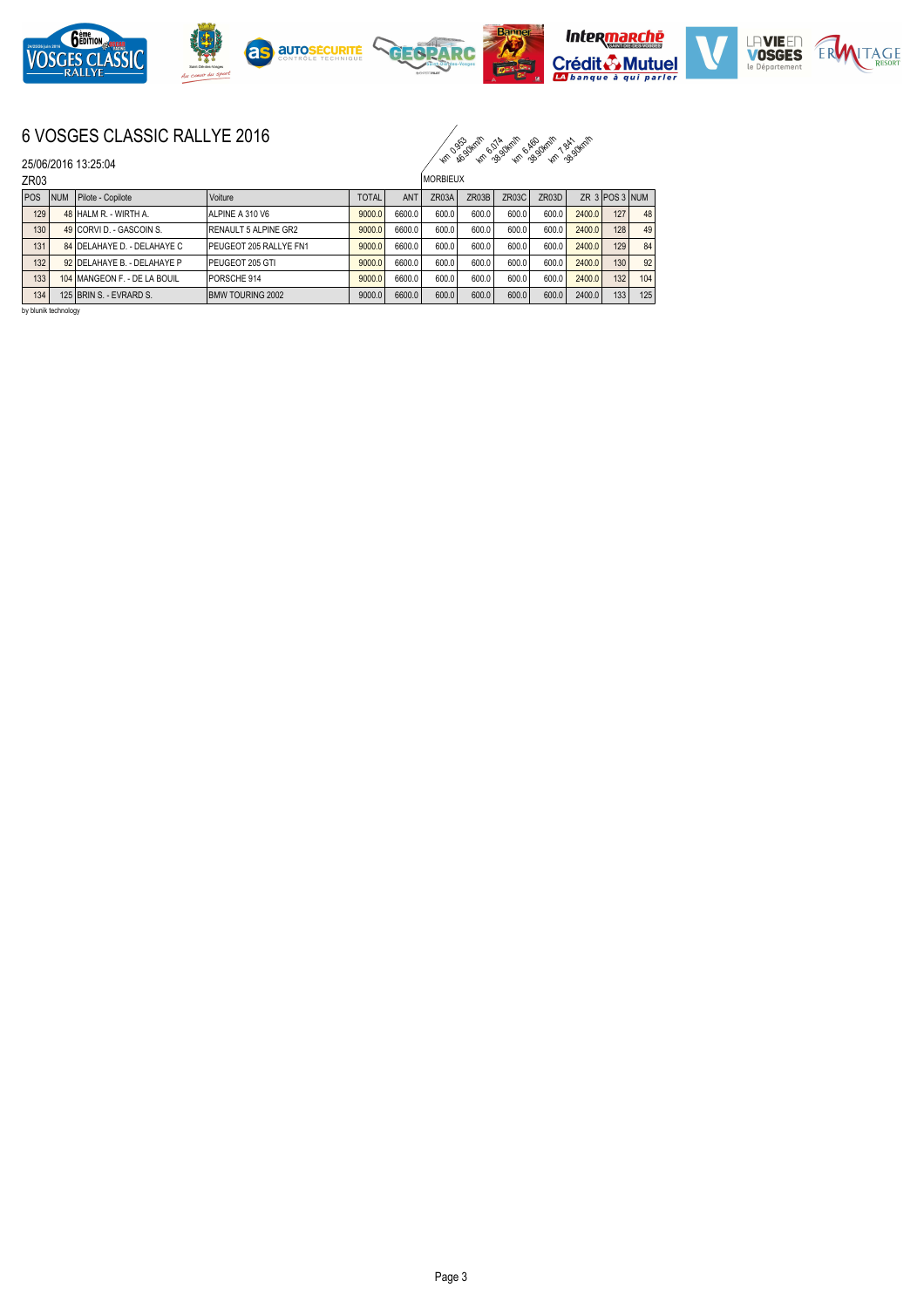# 6 VOSGES CLASSIC RALLYE 2016

25/06/2016 13:25:04

ZR03

km 0.953 46.90km/h
km 6.074 38.90km/h
km 6.460 38.90km/h
km 7.841 38.90km/h

MORBIEUX

| POS | NUM | Pilote - Copilote | Voiture | TOTAL | ANT | ZR03A | ZR03B | ZR03C | ZR03D | ZR 3 | POS 3 | NUM |
|---|---|---|---|---|---|---|---|---|---|---|---|---|
| 129 | 48 | HALM R. - WIRTH A. | ALPINE A 310 V6 | 9000.0 | 6600.0 | 600.0 | 600.0 | 600.0 | 600.0 | 2400.0 | 127 | 48 |
| 130 | 49 | CORVI D. - GASCOIN S. | RENAULT 5 ALPINE GR2 | 9000.0 | 6600.0 | 600.0 | 600.0 | 600.0 | 600.0 | 2400.0 | 128 | 49 |
| 131 | 84 | DELAHAYE D. - DELAHAYE C | PEUGEOT 205 RALLYE FN1 | 9000.0 | 6600.0 | 600.0 | 600.0 | 600.0 | 600.0 | 2400.0 | 129 | 84 |
| 132 | 92 | DELAHAYE B. - DELAHAYE P | PEUGEOT 205 GTI | 9000.0 | 6600.0 | 600.0 | 600.0 | 600.0 | 600.0 | 2400.0 | 130 | 92 |
| 133 | 104 | MANGEON F. - DE LA BOUIL | PORSCHE 914 | 9000.0 | 6600.0 | 600.0 | 600.0 | 600.0 | 600.0 | 2400.0 | 132 | 104 |
| 134 | 125 | BRIN S. - EVRARD S. | BMW TOURING 2002 | 9000.0 | 6600.0 | 600.0 | 600.0 | 600.0 | 600.0 | 2400.0 | 133 | 125 |

by blunik technology